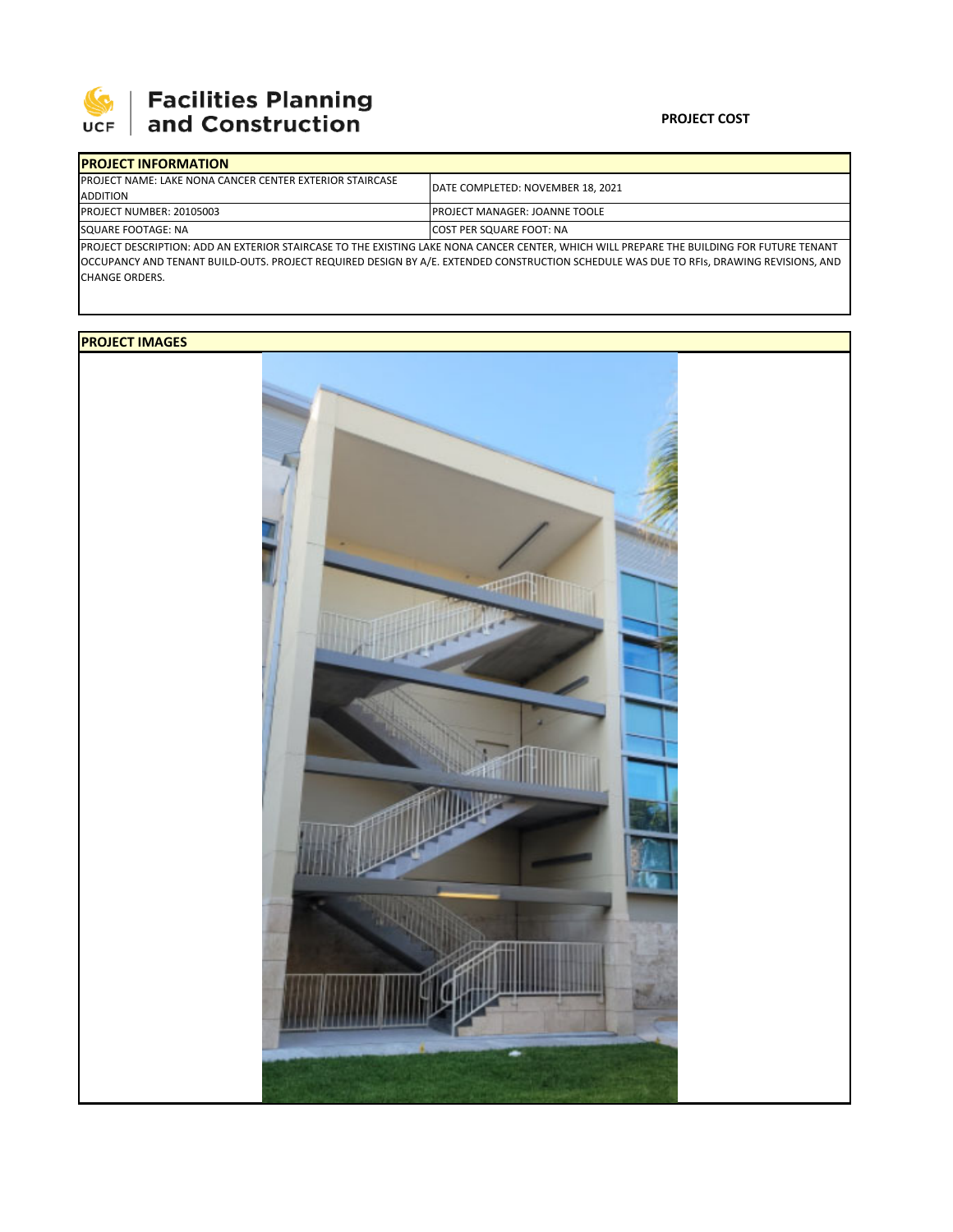UCF Facilities Planning and Construction

**PROJECT COST**

## PROJECT INFORMATION

| PROJECT NAME: LAKE NONA CANCER CENTER EXTERIOR STAIRCASE ADDITION | DATE COMPLETED: NOVEMBER 18, 2021 |
|---|---|
| PROJECT NUMBER: 20105003 | PROJECT MANAGER: JOANNE TOOLE |
| SQUARE FOOTAGE: NA | COST PER SQUARE FOOT: NA |

PROJECT DESCRIPTION: ADD AN EXTERIOR STAIRCASE TO THE EXISTING LAKE NONA CANCER CENTER, WHICH WILL PREPARE THE BUILDING FOR FUTURE TENANT OCCUPANCY AND TENANT BUILD-OUTS. PROJECT REQUIRED DESIGN BY A/E. EXTENDED CONSTRUCTION SCHEDULE WAS DUE TO RFIs, DRAWING REVISIONS, AND CHANGE ORDERS.

## PROJECT IMAGES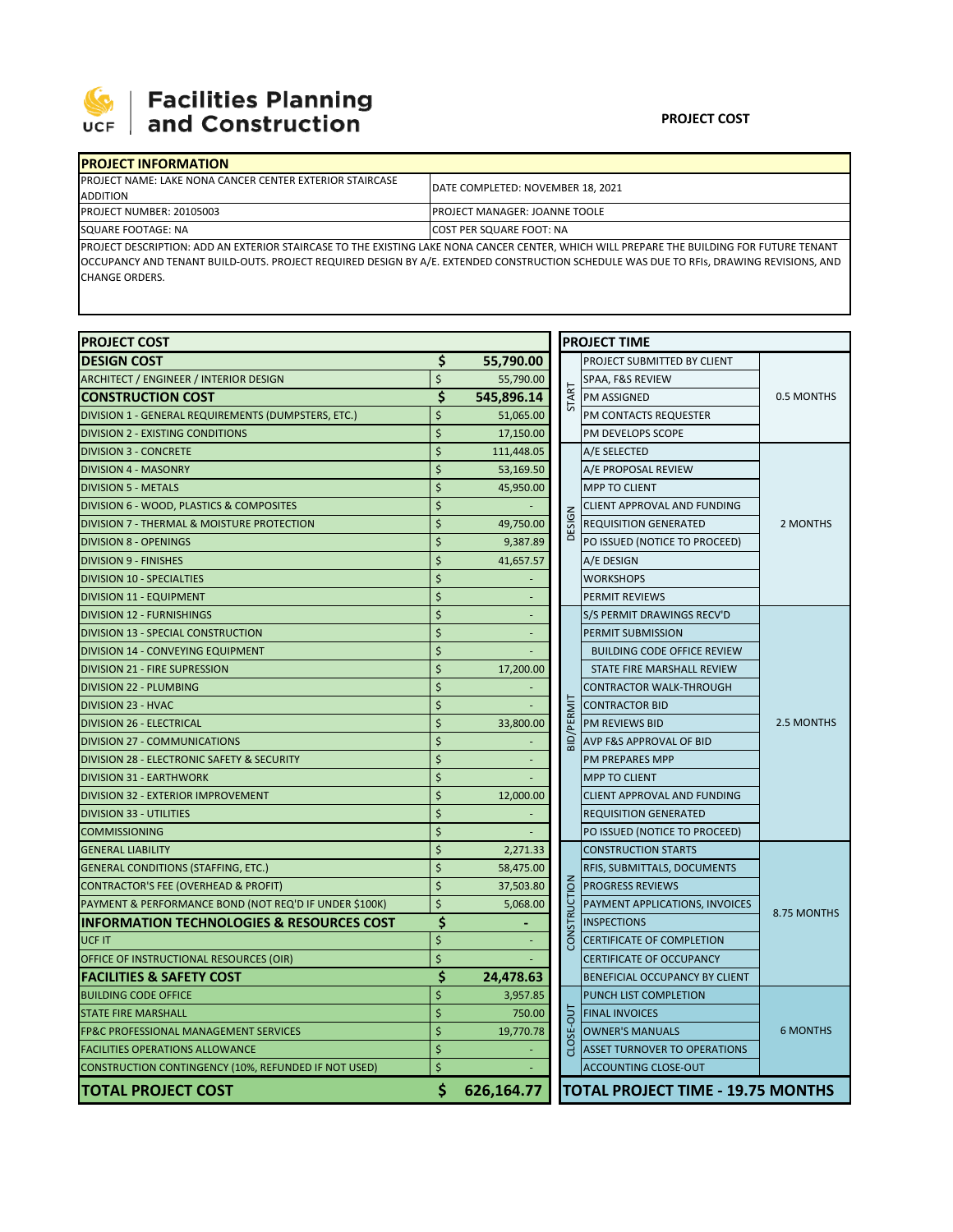**UCF | Facilities Planning and Construction**

**PROJECT COST**

| PROJECT INFORMATION | |
|---|---|
| PROJECT NAME: LAKE NONA CANCER CENTER EXTERIOR STAIRCASE ADDITION | DATE COMPLETED: NOVEMBER 18, 2021 |
| PROJECT NUMBER: 20105003 | PROJECT MANAGER: JOANNE TOOLE |
| SQUARE FOOTAGE: NA | COST PER SQUARE FOOT: NA |
| PROJECT DESCRIPTION: ADD AN EXTERIOR STAIRCASE TO THE EXISTING LAKE NONA CANCER CENTER, WHICH WILL PREPARE THE BUILDING FOR FUTURE TENANT OCCUPANCY AND TENANT BUILD-OUTS. PROJECT REQUIRED DESIGN BY A/E. EXTENDED CONSTRUCTION SCHEDULE WAS DUE TO RFIs, DRAWING REVISIONS, AND CHANGE ORDERS. | |

| PROJECT COST | | |
|---|---|---|
| **DESIGN COST** | **$** | **55,790.00** |
| ARCHITECT / ENGINEER / INTERIOR DESIGN | $ | 55,790.00 |
| **CONSTRUCTION COST** | **$** | **545,896.14** |
| DIVISION 1 - GENERAL REQUIREMENTS (DUMPSTERS, ETC.) | $ | 51,065.00 |
| DIVISION 2 - EXISTING CONDITIONS | $ | 17,150.00 |
| DIVISION 3 - CONCRETE | $ | 111,448.05 |
| DIVISION 4 - MASONRY | $ | 53,169.50 |
| DIVISION 5 - METALS | $ | 45,950.00 |
| DIVISION 6 - WOOD, PLASTICS & COMPOSITES | $ | - |
| DIVISION 7 - THERMAL & MOISTURE PROTECTION | $ | 49,750.00 |
| DIVISION 8 - OPENINGS | $ | 9,387.89 |
| DIVISION 9 - FINISHES | $ | 41,657.57 |
| DIVISION 10 - SPECIALTIES | $ | - |
| DIVISION 11 - EQUIPMENT | $ | - |
| DIVISION 12 - FURNISHINGS | $ | - |
| DIVISION 13 - SPECIAL CONSTRUCTION | $ | - |
| DIVISION 14 - CONVEYING EQUIPMENT | $ | - |
| DIVISION 21 - FIRE SUPRESSION | $ | 17,200.00 |
| DIVISION 22 - PLUMBING | $ | - |
| DIVISION 23 - HVAC | $ | - |
| DIVISION 26 - ELECTRICAL | $ | 33,800.00 |
| DIVISION 27 - COMMUNICATIONS | $ | - |
| DIVISION 28 - ELECTRONIC SAFETY & SECURITY | $ | - |
| DIVISION 31 - EARTHWORK | $ | - |
| DIVISION 32 - EXTERIOR IMPROVEMENT | $ | 12,000.00 |
| DIVISION 33 - UTILITIES | $ | - |
| COMMISSIONING | $ | - |
| GENERAL LIABILITY | $ | 2,271.33 |
| GENERAL CONDITIONS (STAFFING, ETC.) | $ | 58,475.00 |
| CONTRACTOR'S FEE (OVERHEAD & PROFIT) | $ | 37,503.80 |
| PAYMENT & PERFORMANCE BOND (NOT REQ'D IF UNDER $100K) | $ | 5,068.00 |
| **INFORMATION TECHNOLOGIES & RESOURCES COST** | **$** | **-** |
| UCF IT | $ | - |
| OFFICE OF INSTRUCTIONAL RESOURCES (OIR) | $ | - |
| **FACILITIES & SAFETY COST** | **$** | **24,478.63** |
| BUILDING CODE OFFICE | $ | 3,957.85 |
| STATE FIRE MARSHALL | $ | 750.00 |
| FP&C PROFESSIONAL MANAGEMENT SERVICES | $ | 19,770.78 |
| FACILITIES OPERATIONS ALLOWANCE | $ | - |
| CONSTRUCTION CONTINGENCY (10%, REFUNDED IF NOT USED) | $ | - |
| **TOTAL PROJECT COST** | **$** | **626,164.77** |

| PROJECT TIME | | |
|---|---|---|
| START | PROJECT SUBMITTED BY CLIENT | 0.5 MONTHS |
| | SPAA, F&S REVIEW | |
| | PM ASSIGNED | |
| | PM CONTACTS REQUESTER | |
| | PM DEVELOPS SCOPE | |
| DESIGN | A/E SELECTED | 2 MONTHS |
| | A/E PROPOSAL REVIEW | |
| | MPP TO CLIENT | |
| | CLIENT APPROVAL AND FUNDING | |
| | REQUISITION GENERATED | |
| | PO ISSUED (NOTICE TO PROCEED) | |
| | A/E DESIGN | |
| | WORKSHOPS | |
| | PERMIT REVIEWS | |
| BID/PERMIT | S/S PERMIT DRAWINGS RECV'D | 2.5 MONTHS |
| | PERMIT SUBMISSION | |
| | BUILDING CODE OFFICE REVIEW | |
| | STATE FIRE MARSHALL REVIEW | |
| | CONTRACTOR WALK-THROUGH | |
| | CONTRACTOR BID | |
| | PM REVIEWS BID | |
| | AVP F&S APPROVAL OF BID | |
| | PM PREPARES MPP | |
| | MPP TO CLIENT | |
| | CLIENT APPROVAL AND FUNDING | |
| | REQUISITION GENERATED | |
| | PO ISSUED (NOTICE TO PROCEED) | |
| CONSTRUCTION | CONSTRUCTION STARTS | 8.75 MONTHS |
| | RFIS, SUBMITTALS, DOCUMENTS | |
| | PROGRESS REVIEWS | |
| | PAYMENT APPLICATIONS, INVOICES | |
| | INSPECTIONS | |
| | CERTIFICATE OF COMPLETION | |
| | CERTIFICATE OF OCCUPANCY | |
| | BENEFICIAL OCCUPANCY BY CLIENT | |
| CLOSE-OUT | PUNCH LIST COMPLETION | 6 MONTHS |
| | FINAL INVOICES | |
| | OWNER'S MANUALS | |
| | ASSET TURNOVER TO OPERATIONS | |
| | ACCOUNTING CLOSE-OUT | |
| **TOTAL PROJECT TIME - 19.75 MONTHS** | | |